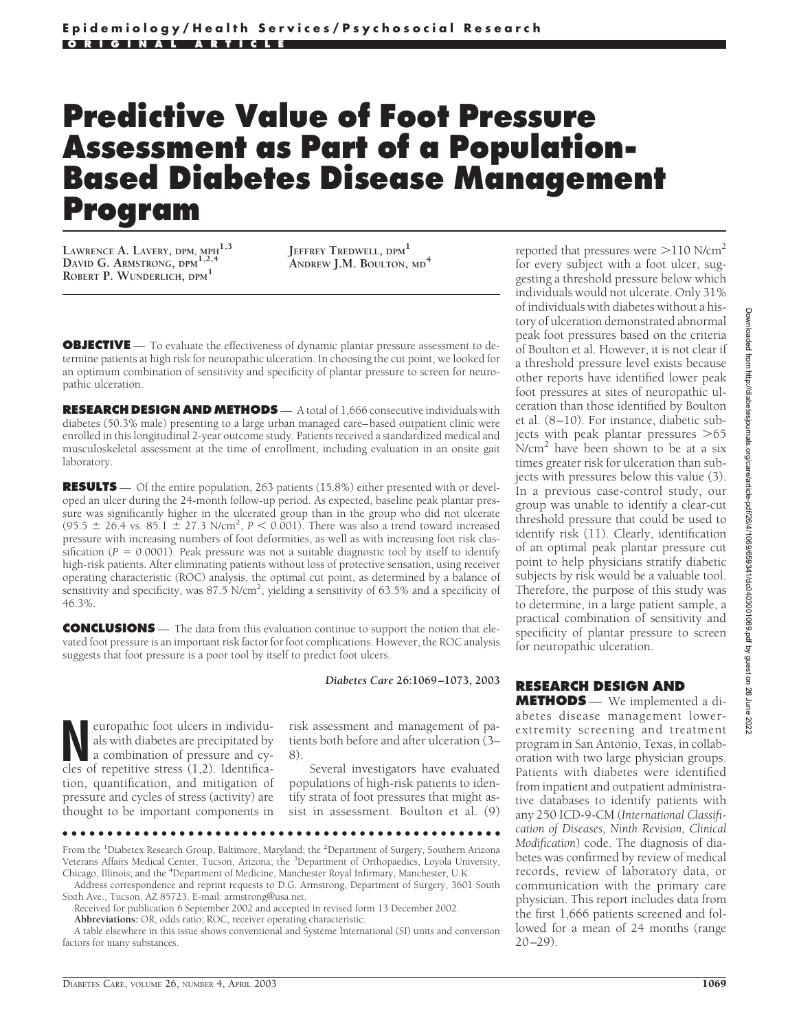Epidemiology/Health Services/Psychosocial Research

ORIGINAL ARTICLE

# Predictive Value of Foot Pressure Assessment as Part of a Population-Based Diabetes Disease Management Program

LAWRENCE A. LAVERY, DPM, MPH[1,3]
DAVID G. ARMSTRONG, DPM[1,2,4]
ROBERT P. WUNDERLICH, DPM[1]
JEFFREY TREDWELL, DPM[1]
ANDREW J.M. BOULTON, MD[4]

**OBJECTIVE** — To evaluate the effectiveness of dynamic plantar pressure assessment to determine patients at high risk for neuropathic ulceration. In choosing the cut point, we looked for an optimum combination of sensitivity and specificity of plantar pressure to screen for neuropathic ulceration.

**RESEARCH DESIGN AND METHODS** — A total of 1,666 consecutive individuals with diabetes (50.3% male) presenting to a large urban managed care–based outpatient clinic were enrolled in this longitudinal 2-year outcome study. Patients received a standardized medical and musculoskeletal assessment at the time of enrollment, including evaluation in an onsite gait laboratory.

**RESULTS** — Of the entire population, 263 patients (15.8%) either presented with or developed an ulcer during the 24-month follow-up period. As expected, baseline peak plantar pressure was significantly higher in the ulcerated group than in the group who did not ulcerate ($95.5 \pm 26.4$ vs. $85.1 \pm 27.3$ N/cm$^2$, $P < 0.001$). There was also a trend toward increased pressure with increasing numbers of foot deformities, as well as with increasing foot risk classification ($P = 0.0001$). Peak pressure was not a suitable diagnostic tool by itself to identify high-risk patients. After eliminating patients without loss of protective sensation, using receiver operating characteristic (ROC) analysis, the optimal cut point, as determined by a balance of sensitivity and specificity, was 87.5 N/cm$^2$, yielding a sensitivity of 63.5% and a specificity of 46.3%.

**CONCLUSIONS** — The data from this evaluation continue to support the notion that elevated foot pressure is an important risk factor for foot complications. However, the ROC analysis suggests that foot pressure is a poor tool by itself to predict foot ulcers.

*Diabetes Care* 26:1069–1073, 2003

Neuropathic foot ulcers in individuals with diabetes are precipitated by a combination of pressure and cycles of repetitive stress (1,2). Identification, quantification, and mitigation of pressure and cycles of stress (activity) are thought to be important components in risk assessment and management of patients both before and after ulceration (3–8).

Several investigators have evaluated populations of high-risk patients to identify strata of foot pressures that might assist in assessment. Boulton et al. (9) reported that pressures were >110 N/cm$^2$ for every subject with a foot ulcer, suggesting a threshold pressure below which individuals would not ulcerate. Only 31% of individuals with diabetes without a history of ulceration demonstrated abnormal peak foot pressures based on the criteria of Boulton et al. However, it is not clear if a threshold pressure level exists because other reports have identified lower peak foot pressures at sites of neuropathic ulceration than those identified by Boulton et al. (8–10). For instance, diabetic subjects with peak plantar pressures >65 N/cm$^2$ have been shown to be at a six times greater risk for ulceration than subjects with pressures below this value (3). In a previous case-control study, our group was unable to identify a clear-cut threshold pressure that could be used to identify risk (11). Clearly, identification of an optimal peak plantar pressure cut point to help physicians stratify diabetic subjects by risk would be a valuable tool. Therefore, the purpose of this study was to determine, in a large patient sample, a practical combination of sensitivity and specificity of plantar pressure to screen for neuropathic ulceration.

## RESEARCH DESIGN AND METHODS

— We implemented a diabetes disease management lower-extremity screening and treatment program in San Antonio, Texas, in collaboration with two large physician groups. Patients with diabetes were identified from inpatient and outpatient administrative databases to identify patients with any 250 ICD-9-CM (*International Classification of Diseases, Ninth Revision, Clinical Modification*) code. The diagnosis of diabetes was confirmed by review of medical records, review of laboratory data, or communication with the primary care physician. This report includes data from the first 1,666 patients screened and followed for a mean of 24 months (range 20–29).

From the [1]Diabetex Research Group, Baltimore, Maryland; the [2]Department of Surgery, Southern Arizona Veterans Affairs Medical Center, Tucson, Arizona; the [3]Department of Orthopaedics, Loyola University, Chicago, Illinois; and the [4]Department of Medicine, Manchester Royal Infirmary, Manchester, U.K.

Address correspondence and reprint requests to D.G. Armstrong, Department of Surgery, 3601 South Sixth Ave., Tucson, AZ 85723. E-mail: armstrong@usa.net.

Received for publication 6 September 2002 and accepted in revised form 13 December 2002.

**Abbreviations:** OR, odds ratio; ROC, receiver operating characteristic.

A table elsewhere in this issue shows conventional and Système International (SI) units and conversion factors for many substances.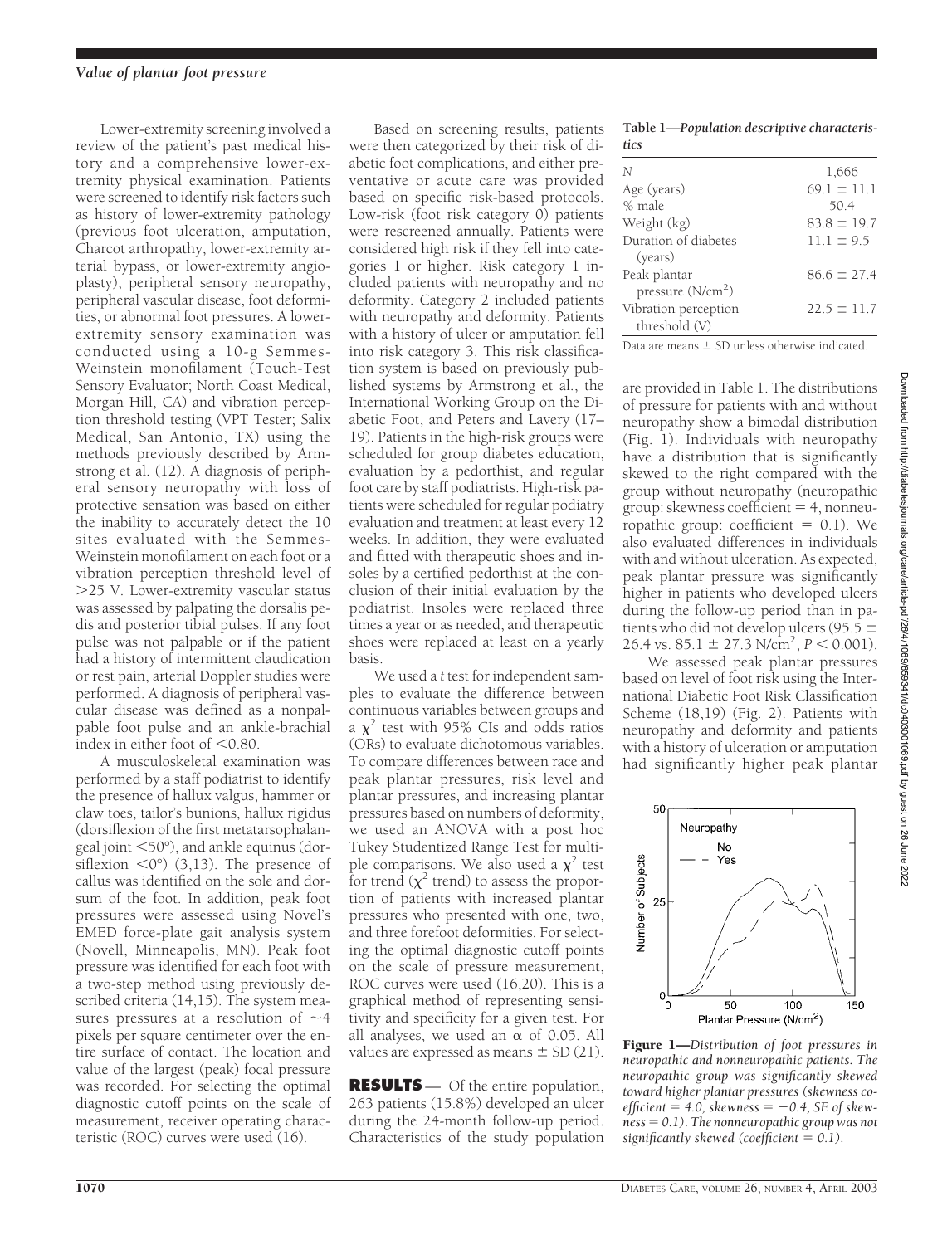Lower-extremity screening involved a review of the patient's past medical history and a comprehensive lower-extremity physical examination. Patients were screened to identify risk factors such as history of lower-extremity pathology (previous foot ulceration, amputation, Charcot arthropathy, lower-extremity arterial bypass, or lower-extremity angioplasty), peripheral sensory neuropathy, peripheral vascular disease, foot deformities, or abnormal foot pressures. A lower-extremity sensory examination was conducted using a 10-g Semmes-Weinstein monofilament (Touch-Test Sensory Evaluator; North Coast Medical, Morgan Hill, CA) and vibration perception threshold testing (VPT Tester; Salix Medical, San Antonio, TX) using the methods previously described by Armstrong et al. (12). A diagnosis of peripheral sensory neuropathy with loss of protective sensation was based on either the inability to accurately detect the 10 sites evaluated with the Semmes-Weinstein monofilament on each foot or a vibration perception threshold level of >25 V. Lower-extremity vascular status was assessed by palpating the dorsalis pedis and posterior tibial pulses. If any foot pulse was not palpable or if the patient had a history of intermittent claudication or rest pain, arterial Doppler studies were performed. A diagnosis of peripheral vascular disease was defined as a nonpalpable foot pulse and an ankle-brachial index in either foot of <0.80.

A musculoskeletal examination was performed by a staff podiatrist to identify the presence of hallux valgus, hammer or claw toes, tailor's bunions, hallux rigidus (dorsiflexion of the first metatarsophalangeal joint <50°), and ankle equinus (dorsiflexion <0°) (3,13). The presence of callus was identified on the sole and dorsum of the foot. In addition, peak foot pressures were assessed using Novel's EMED force-plate gait analysis system (Novell, Minneapolis, MN). Peak foot pressure was identified for each foot with a two-step method using previously described criteria (14,15). The system measures pressures at a resolution of ~4 pixels per square centimeter over the entire surface of contact. The location and value of the largest (peak) focal pressure was recorded. For selecting the optimal diagnostic cutoff points on the scale of measurement, receiver operating characteristic (ROC) curves were used (16).

Based on screening results, patients were then categorized by their risk of diabetic foot complications, and either preventative or acute care was provided based on specific risk-based protocols. Low-risk (foot risk category 0) patients were rescreened annually. Patients were considered high risk if they fell into categories 1 or higher. Risk category 1 included patients with neuropathy and no deformity. Category 2 included patients with neuropathy and deformity. Patients with a history of ulcer or amputation fell into risk category 3. This risk classification system is based on previously published systems by Armstrong et al., the International Working Group on the Diabetic Foot, and Peters and Lavery (17–19). Patients in the high-risk groups were scheduled for group diabetes education, evaluation by a pedorthist, and regular foot care by staff podiatrists. High-risk patients were scheduled for regular podiatry evaluation and treatment at least every 12 weeks. In addition, they were evaluated and fitted with therapeutic shoes and insoles by a certified pedorthist at the conclusion of their initial evaluation by the podiatrist. Insoles were replaced three times a year or as needed, and therapeutic shoes were replaced at least on a yearly basis.

We used a *t* test for independent samples to evaluate the difference between continuous variables between groups and a $\chi^2$ test with 95% CIs and odds ratios (ORs) to evaluate dichotomous variables. To compare differences between race and peak plantar pressures, risk level and plantar pressures, and increasing plantar pressures based on numbers of deformity, we used an ANOVA with a post hoc Tukey Studentized Range Test for multiple comparisons. We also used a $\chi^2$ test for trend ($\chi^2$ trend) to assess the proportion of patients with increased plantar pressures who presented with one, two, and three forefoot deformities. For selecting the optimal diagnostic cutoff points on the scale of pressure measurement, ROC curves were used (16,20). This is a graphical method of representing sensitivity and specificity for a given test. For all analyses, we used an $\alpha$ of 0.05. All values are expressed as means ± SD (21).

## RESULTS

Of the entire population, 263 patients (15.8%) developed an ulcer during the 24-month follow-up period. Characteristics of the study population are provided in Table 1. The distributions of pressure for patients with and without neuropathy show a bimodal distribution (Fig. 1). Individuals with neuropathy have a distribution that is significantly skewed to the right compared with the group without neuropathy (neuropathic group: skewness coefficient = 4, nonneuropathic group: coefficient = 0.1). We also evaluated differences in individuals with and without ulceration. As expected, peak plantar pressure was significantly higher in patients who developed ulcers during the follow-up period than in patients who did not develop ulcers (95.5 ± 26.4 vs. 85.1 ± 27.3 N/cm$^2$, $P < 0.001$).

We assessed peak plantar pressures based on level of foot risk using the International Diabetic Foot Risk Classification Scheme (18,19) (Fig. 2). Patients with neuropathy and deformity and patients with a history of ulceration or amputation had significantly higher peak plantar

**Table 1—*Population descriptive characteristics***

| | |
|---|---|
| *N* | 1,666 |
| Age (years) | 69.1 ± 11.1 |
| % male | 50.4 |
| Weight (kg) | 83.8 ± 19.7 |
| Duration of diabetes (years) | 11.1 ± 9.5 |
| Peak plantar pressure (N/cm$^2$) | 86.6 ± 27.4 |
| Vibration perception threshold (V) | 22.5 ± 11.7 |

Data are means ± SD unless otherwise indicated.

**Figure 1**—*Distribution of foot pressures in neuropathic and nonneuropathic patients. The neuropathic group was significantly skewed toward higher plantar pressures (skewness coefficient = 4.0, skewness = −0.4, SE of skewness = 0.1). The nonneuropathic group was not significantly skewed (coefficient = 0.1).*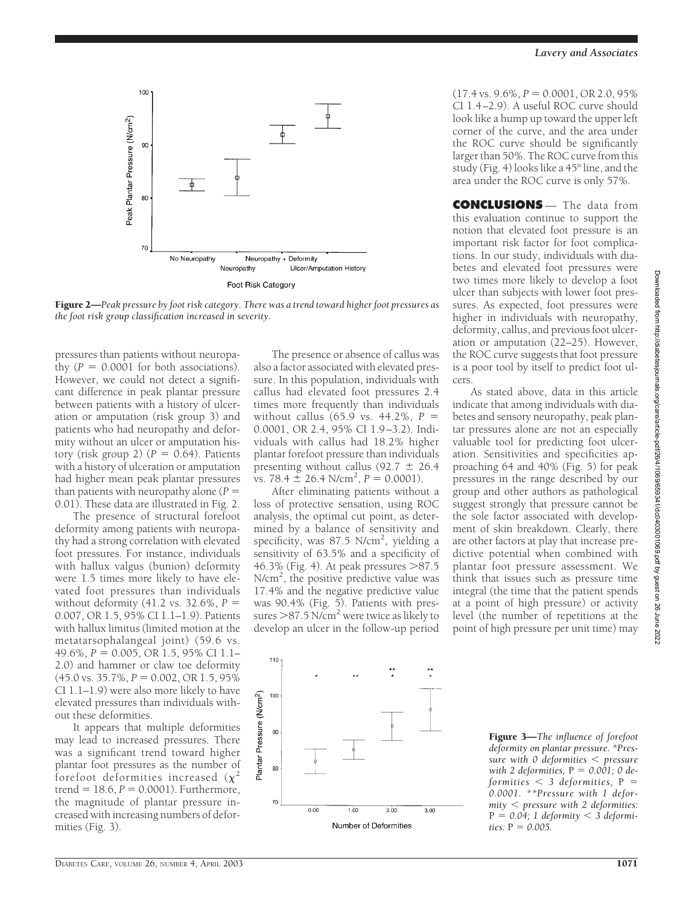pressures than patients without neuropathy ($P = 0.0001$ for both associations). However, we could not detect a significant difference in peak plantar pressure between patients with a history of ulceration or amputation (risk group 3) and patients who had neuropathy and deformity without an ulcer or amputation history (risk group 2) ($P = 0.64$). Patients with a history of ulceration or amputation had higher mean peak plantar pressures than patients with neuropathy alone ($P = 0.01$). These data are illustrated in Fig. 2.

**Figure 2**—*Peak pressure by foot risk category. There was a trend toward higher foot pressures as the foot risk group classification increased in severity.*

The presence of structural forefoot deformity among patients with neuropathy had a strong correlation with elevated foot pressures. For instance, individuals with hallux valgus (bunion) deformity were 1.5 times more likely to have elevated foot pressures than individuals without deformity (41.2 vs. 32.6%, $P = 0.007$, OR 1.5, 95% CI 1.1–1.9). Patients with hallux limitus (limited motion at the metatarsophalangeal joint) (59.6 vs. 49.6%, $P = 0.005$, OR 1.5, 95% CI 1.1–2.0) and hammer or claw toe deformity (45.0 vs. 35.7%, $P = 0.002$, OR 1.5, 95% CI 1.1–1.9) were also more likely to have elevated pressures than individuals without these deformities.

It appears that multiple deformities may lead to increased pressures. There was a significant trend toward higher plantar foot pressures as the number of forefoot deformities increased ($\chi^2$ trend = 18.6, $P = 0.0001$). Furthermore, the magnitude of plantar pressure increased with increasing numbers of deformities (Fig. 3).

The presence or absence of callus was also a factor associated with elevated pressure. In this population, individuals with callus had elevated foot pressures 2.4 times more frequently than individuals without callus (65.9 vs. 44.2%, $P = 0.0001$, OR 2.4, 95% CI 1.9–3.2). Individuals with callus had 18.2% higher plantar forefoot pressure than individuals presenting without callus ($92.7 \pm 26.4$ vs. $78.4 \pm 26.4$ N/cm$^2$, $P = 0.0001$).

After eliminating patients without a loss of protective sensation, using ROC analysis, the optimal cut point, as determined by a balance of sensitivity and specificity, was 87.5 N/cm$^2$, yielding a sensitivity of 63.5% and a specificity of 46.3% (Fig. 4). At peak pressures >87.5 N/cm$^2$, the positive predictive value was 17.4% and the negative predictive value was 90.4% (Fig. 5). Patients with pressures >87.5 N/cm$^2$ were twice as likely to develop an ulcer in the follow-up period (17.4 vs. 9.6%, $P = 0.0001$, OR 2.0, 95% CI 1.4–2.9). A useful ROC curve should look like a hump up toward the upper left corner of the curve, and the area under the ROC curve should be significantly larger than 50%. The ROC curve from this study (Fig. 4) looks like a 45° line, and the area under the ROC curve is only 57%.

**Figure 3**—*The influence of forefoot deformity on plantar pressure. *Pressure with 0 deformities < pressure with 2 deformities,* $P = 0.001$*; 0 deformities < 3 deformities,* $P = 0.0001$*. **Pressure with 1 deformity < pressure with 2 deformities:* $P = 0.04$*; 1 deformity < 3 deformities:* $P = 0.005$*.*

## CONCLUSIONS

The data from this evaluation continue to support the notion that elevated foot pressure is an important risk factor for foot complications. In our study, individuals with diabetes and elevated foot pressures were two times more likely to develop a foot ulcer than subjects with lower foot pressures. As expected, foot pressures were higher in individuals with neuropathy, deformity, callus, and previous foot ulceration or amputation (22–25). However, the ROC curve suggests that foot pressure is a poor tool by itself to predict foot ulcers.

As stated above, data in this article indicate that among individuals with diabetes and sensory neuropathy, peak plantar pressures alone are not an especially valuable tool for predicting foot ulceration. Sensitivities and specificities approaching 64 and 40% (Fig. 5) for peak pressures in the range described by our group and other authors as pathological suggest strongly that pressure cannot be the sole factor associated with development of skin breakdown. Clearly, there are other factors at play that increase predictive potential when combined with plantar foot pressure assessment. We think that issues such as pressure time integral (the time that the patient spends at a point of high pressure) or activity level (the number of repetitions at the point of high pressure per unit time) may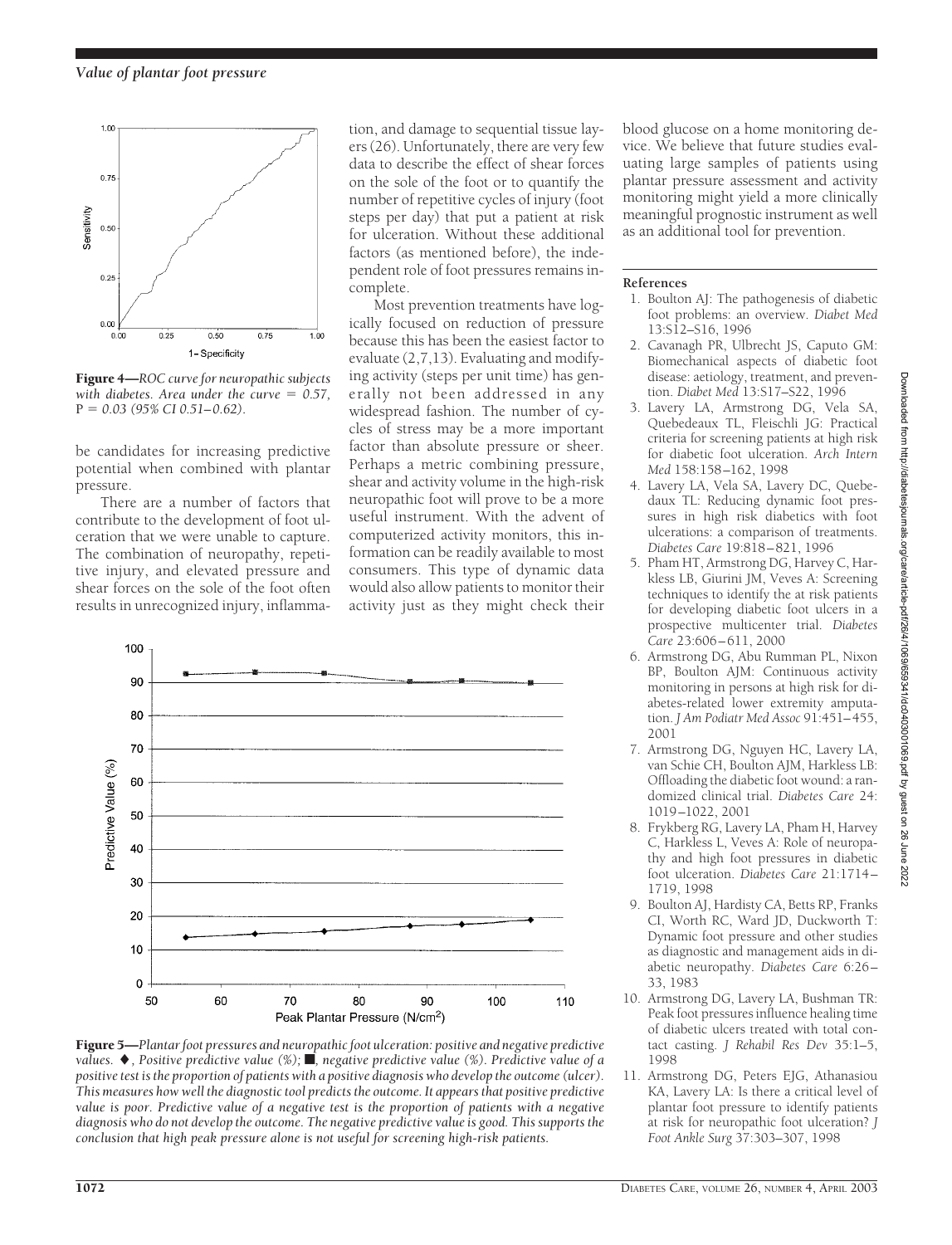1.00

0.75

Sensitivity

0.50

0.25

0.00

0.00 0.25 0.50 0.75 1.00

1-Specificity

**Figure 4**—*ROC curve for neuropathic subjects with diabetes. Area under the curve = 0.57, P = 0.03 (95% CI 0.51–0.62).*

be candidates for increasing predictive potential when combined with plantar pressure.

There are a number of factors that contribute to the development of foot ulceration that we were unable to capture. The combination of neuropathy, repetitive injury, and elevated pressure and shear forces on the sole of the foot often results in unrecognized injury, inflammation, and damage to sequential tissue layers (26). Unfortunately, there are very few data to describe the effect of shear forces on the sole of the foot or to quantify the number of repetitive cycles of injury (foot steps per day) that put a patient at risk for ulceration. Without these additional factors (as mentioned before), the independent role of foot pressures remains incomplete.

Most prevention treatments have logically focused on reduction of pressure because this has been the easiest factor to evaluate (2,7,13). Evaluating and modifying activity (steps per unit time) has generally not been addressed in any widespread fashion. The number of cycles of stress may be a more important factor than absolute pressure or sheer. Perhaps a metric combining pressure, shear and activity volume in the high-risk neuropathic foot will prove to be a more useful instrument. With the advent of computerized activity monitors, this information can be readily available to most consumers. This type of dynamic data would also allow patients to monitor their activity just as they might check their blood glucose on a home monitoring device. We believe that future studies evaluating large samples of patients using plantar pressure assessment and activity monitoring might yield a more clinically meaningful prognostic instrument as well as an additional tool for prevention.

100

90

80

70

60

50

40

30

20

10

0

Predictive Value (%)

50 60 70 80 90 100 110

Peak Plantar Pressure (N/cm²)

**Figure 5**—*Plantar foot pressures and neuropathic foot ulceration: positive and negative predictive values. ♦, Positive predictive value (%); ■, negative predictive value (%). Predictive value of a positive test is the proportion of patients with a positive diagnosis who develop the outcome (ulcer). This measures how well the diagnostic tool predicts the outcome. It appears that positive predictive value is poor. Predictive value of a negative test is the proportion of patients with a negative diagnosis who do not develop the outcome. The negative predictive value is good. This supports the conclusion that high peak pressure alone is not useful for screening high-risk patients.*

**References**

1. Boulton AJ: The pathogenesis of diabetic foot problems: an overview. *Diabet Med* 13:S12–S16, 1996
2. Cavanagh PR, Ulbrecht JS, Caputo GM: Biomechanical aspects of diabetic foot disease: aetiology, treatment, and prevention. *Diabet Med* 13:S17–S22, 1996
3. Lavery LA, Armstrong DG, Vela SA, Quebedeaux TL, Fleischli JG: Practical criteria for screening patients at high risk for diabetic foot ulceration. *Arch Intern Med* 158:158–162, 1998
4. Lavery LA, Vela SA, Lavery DC, Quebedeaux TL: Reducing dynamic foot pressures in high risk diabetics with foot ulcerations: a comparison of treatments. *Diabetes Care* 19:818–821, 1996
5. Pham HT, Armstrong DG, Harvey C, Harkless LB, Giurini JM, Veves A: Screening techniques to identify the at risk patients for developing diabetic foot ulcers in a prospective multicenter trial. *Diabetes Care* 23:606–611, 2000
6. Armstrong DG, Abu Rumman PL, Nixon BP, Boulton AJM: Continuous activity monitoring in persons at high risk for diabetes-related lower extremity amputation. *J Am Podiatr Med Assoc* 91:451–455, 2001
7. Armstrong DG, Nguyen HC, Lavery LA, van Schie CH, Boulton AJM, Harkless LB: Offloading the diabetic foot wound: a randomized clinical trial. *Diabetes Care* 24:1019–1022, 2001
8. Frykberg RG, Lavery LA, Pham H, Harvey C, Harkless L, Veves A: Role of neuropathy and high foot pressures in diabetic foot ulceration. *Diabetes Care* 21:1714–1719, 1998
9. Boulton AJ, Hardisty CA, Betts RP, Franks CI, Worth RC, Ward JD, Duckworth T: Dynamic foot pressure and other studies as diagnostic and management aids in diabetic neuropathy. *Diabetes Care* 6:26–33, 1983
10. Armstrong DG, Lavery LA, Bushman TR: Peak foot pressures influence healing time of diabetic ulcers treated with total contact casting. *J Rehabil Res Dev* 35:1–5, 1998
11. Armstrong DG, Peters EJG, Athanasiou KA, Lavery LA: Is there a critical level of plantar foot pressure to identify patients at risk for neuropathic foot ulceration? *J Foot Ankle Surg* 37:303–307, 1998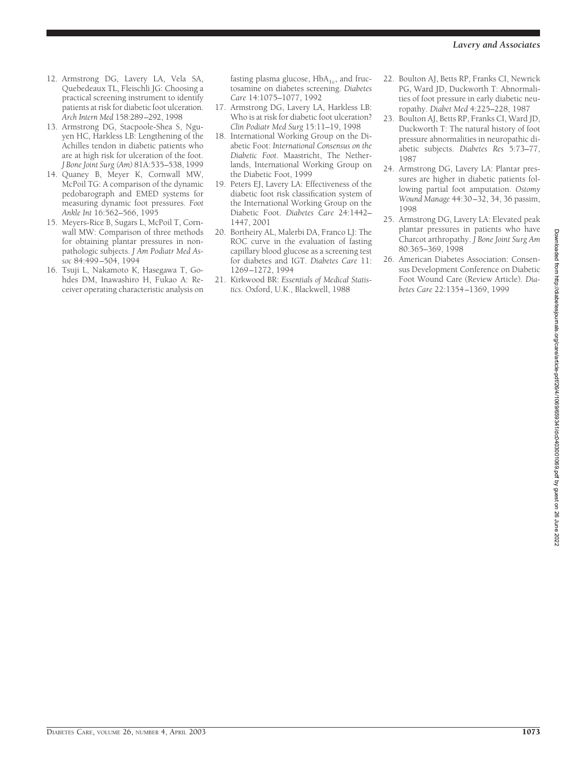12. Armstrong DG, Lavery LA, Vela SA, Quebedeaux TL, Fleischli JG: Choosing a practical screening instrument to identify patients at risk for diabetic foot ulceration. *Arch Intern Med* 158:289–292, 1998
13. Armstrong DG, Stacpoole-Shea S, Nguyen HC, Harkless LB: Lengthening of the Achilles tendon in diabetic patients who are at high risk for ulceration of the foot. *J Bone Joint Surg (Am)* 81A:535–538, 1999
14. Quaney B, Meyer K, Cornwall MW, McPoil TG: A comparison of the dynamic pedobarograph and EMED systems for measuring dynamic foot pressures. *Foot Ankle Int* 16:562–566, 1995
15. Meyers-Rice B, Sugars L, McPoil T, Cornwall MW: Comparison of three methods for obtaining plantar pressures in nonpathologic subjects. *J Am Podiatr Med Assoc* 84:499–504, 1994
16. Tsuji L, Nakamoto K, Hasegawa T, Gohdes DM, Inawashiro H, Fukao A: Receiver operating characteristic analysis on fasting plasma glucose, $HbA_{1c}$, and fructosamine on diabetes screening. *Diabetes Care* 14:1075–1077, 1992
17. Armstrong DG, Lavery LA, Harkless LB: Who is at risk for diabetic foot ulceration? *Clin Podiatr Med Surg* 15:11–19, 1998
18. International Working Group on the Diabetic Foot: *International Consensus on the Diabetic Foot*. Maastricht, The Netherlands, International Working Group on the Diabetic Foot, 1999
19. Peters EJ, Lavery LA: Effectiveness of the diabetic foot risk classification system of the International Working Group on the Diabetic Foot. *Diabetes Care* 24:1442–1447, 2001
20. Bortheiry AL, Malerbi DA, Franco LJ: The ROC curve in the evaluation of fasting capillary blood glucose as a screening test for diabetes and IGT. *Diabetes Care* 11:1269–1272, 1994
21. Kirkwood BR: *Essentials of Medical Statistics*. Oxford, U.K., Blackwell, 1988
22. Boulton AJ, Betts RP, Franks CI, Newrick PG, Ward JD, Duckworth T: Abnormalities of foot pressure in early diabetic neuropathy. *Diabet Med* 4:225–228, 1987
23. Boulton AJ, Betts RP, Franks CI, Ward JD, Duckworth T: The natural history of foot pressure abnormalities in neuropathic diabetic subjects. *Diabetes Res* 5:73–77, 1987
24. Armstrong DG, Lavery LA: Plantar pressures are higher in diabetic patients following partial foot amputation. *Ostomy Wound Manage* 44:30–32, 34, 36 passim, 1998
25. Armstrong DG, Lavery LA: Elevated peak plantar pressures in patients who have Charcot arthropathy. *J Bone Joint Surg Am* 80:365–369, 1998
26. American Diabetes Association: Consensus Development Conference on Diabetic Foot Wound Care (Review Article). *Diabetes Care* 22:1354–1369, 1999